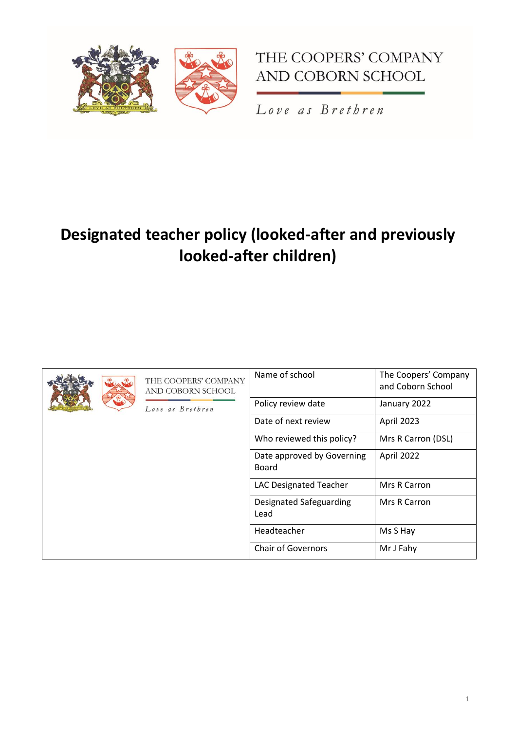THE COOPERS' COMPANY AND COBORN SCHOOL

*Love as Brethren*

# Designated teacher policy (looked-after and previously looked-after children)

| Name of school | The Coopers' Company and Coborn School |
|---|---|
| Policy review date | January 2022 |
| Date of next review | April 2023 |
| Who reviewed this policy? | Mrs R Carron (DSL) |
| Date approved by Governing Board | April 2022 |
| LAC Designated Teacher | Mrs R Carron |
| Designated Safeguarding Lead | Mrs R Carron |
| Headteacher | Ms S Hay |
| Chair of Governors | Mr J Fahy |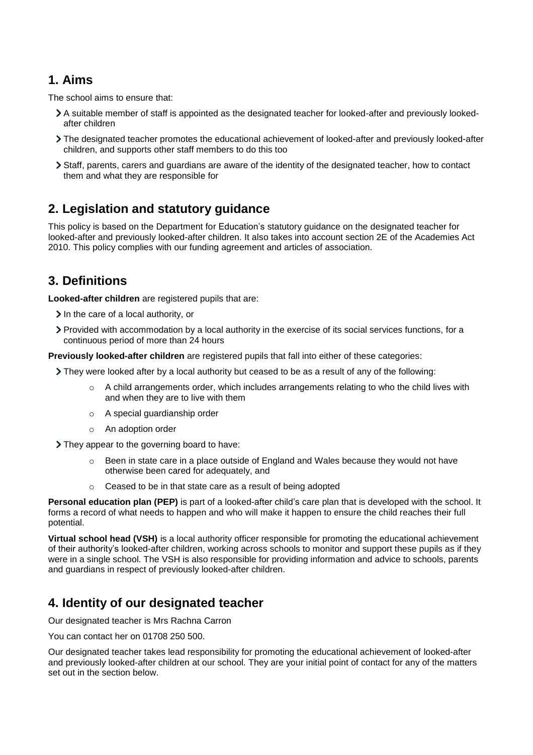## 1. Aims

The school aims to ensure that:

- A suitable member of staff is appointed as the designated teacher for looked-after and previously looked-after children
- The designated teacher promotes the educational achievement of looked-after and previously looked-after children, and supports other staff members to do this too
- Staff, parents, carers and guardians are aware of the identity of the designated teacher, how to contact them and what they are responsible for

## 2. Legislation and statutory guidance

This policy is based on the Department for Education's statutory guidance on the designated teacher for looked-after and previously looked-after children. It also takes into account section 2E of the Academies Act 2010. This policy complies with our funding agreement and articles of association.

## 3. Definitions

**Looked-after children** are registered pupils that are:

- In the care of a local authority, or
- Provided with accommodation by a local authority in the exercise of its social services functions, for a continuous period of more than 24 hours

**Previously looked-after children** are registered pupils that fall into either of these categories:

- They were looked after by a local authority but ceased to be as a result of any of the following:
    - A child arrangements order, which includes arrangements relating to who the child lives with and when they are to live with them
    - A special guardianship order
    - An adoption order
- They appear to the governing board to have:
    - Been in state care in a place outside of England and Wales because they would not have otherwise been cared for adequately, and
    - Ceased to be in that state care as a result of being adopted

**Personal education plan (PEP)** is part of a looked-after child's care plan that is developed with the school. It forms a record of what needs to happen and who will make it happen to ensure the child reaches their full potential.

**Virtual school head (VSH)** is a local authority officer responsible for promoting the educational achievement of their authority's looked-after children, working across schools to monitor and support these pupils as if they were in a single school. The VSH is also responsible for providing information and advice to schools, parents and guardians in respect of previously looked-after children.

## 4. Identity of our designated teacher

Our designated teacher is Mrs Rachna Carron

You can contact her on 01708 250 500.

Our designated teacher takes lead responsibility for promoting the educational achievement of looked-after and previously looked-after children at our school. They are your initial point of contact for any of the matters set out in the section below.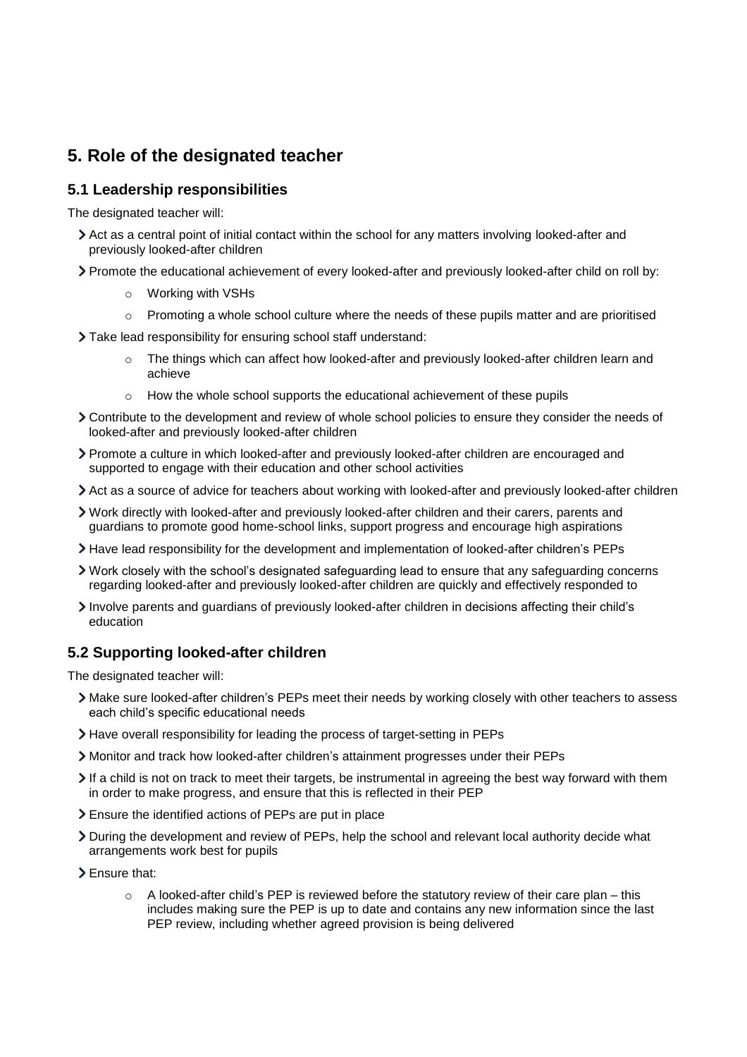## 5. Role of the designated teacher

### 5.1 Leadership responsibilities

The designated teacher will:

- Act as a central point of initial contact within the school for any matters involving looked-after and previously looked-after children
- Promote the educational achievement of every looked-after and previously looked-after child on roll by:
    - Working with VSHs
    - Promoting a whole school culture where the needs of these pupils matter and are prioritised
- Take lead responsibility for ensuring school staff understand:
    - The things which can affect how looked-after and previously looked-after children learn and achieve
    - How the whole school supports the educational achievement of these pupils
- Contribute to the development and review of whole school policies to ensure they consider the needs of looked-after and previously looked-after children
- Promote a culture in which looked-after and previously looked-after children are encouraged and supported to engage with their education and other school activities
- Act as a source of advice for teachers about working with looked-after and previously looked-after children
- Work directly with looked-after and previously looked-after children and their carers, parents and guardians to promote good home-school links, support progress and encourage high aspirations
- Have lead responsibility for the development and implementation of looked-after children's PEPs
- Work closely with the school's designated safeguarding lead to ensure that any safeguarding concerns regarding looked-after and previously looked-after children are quickly and effectively responded to
- Involve parents and guardians of previously looked-after children in decisions affecting their child's education

### 5.2 Supporting looked-after children

The designated teacher will:

- Make sure looked-after children's PEPs meet their needs by working closely with other teachers to assess each child's specific educational needs
- Have overall responsibility for leading the process of target-setting in PEPs
- Monitor and track how looked-after children's attainment progresses under their PEPs
- If a child is not on track to meet their targets, be instrumental in agreeing the best way forward with them in order to make progress, and ensure that this is reflected in their PEP
- Ensure the identified actions of PEPs are put in place
- During the development and review of PEPs, help the school and relevant local authority decide what arrangements work best for pupils
- Ensure that:
    - A looked-after child's PEP is reviewed before the statutory review of their care plan – this includes making sure the PEP is up to date and contains any new information since the last PEP review, including whether agreed provision is being delivered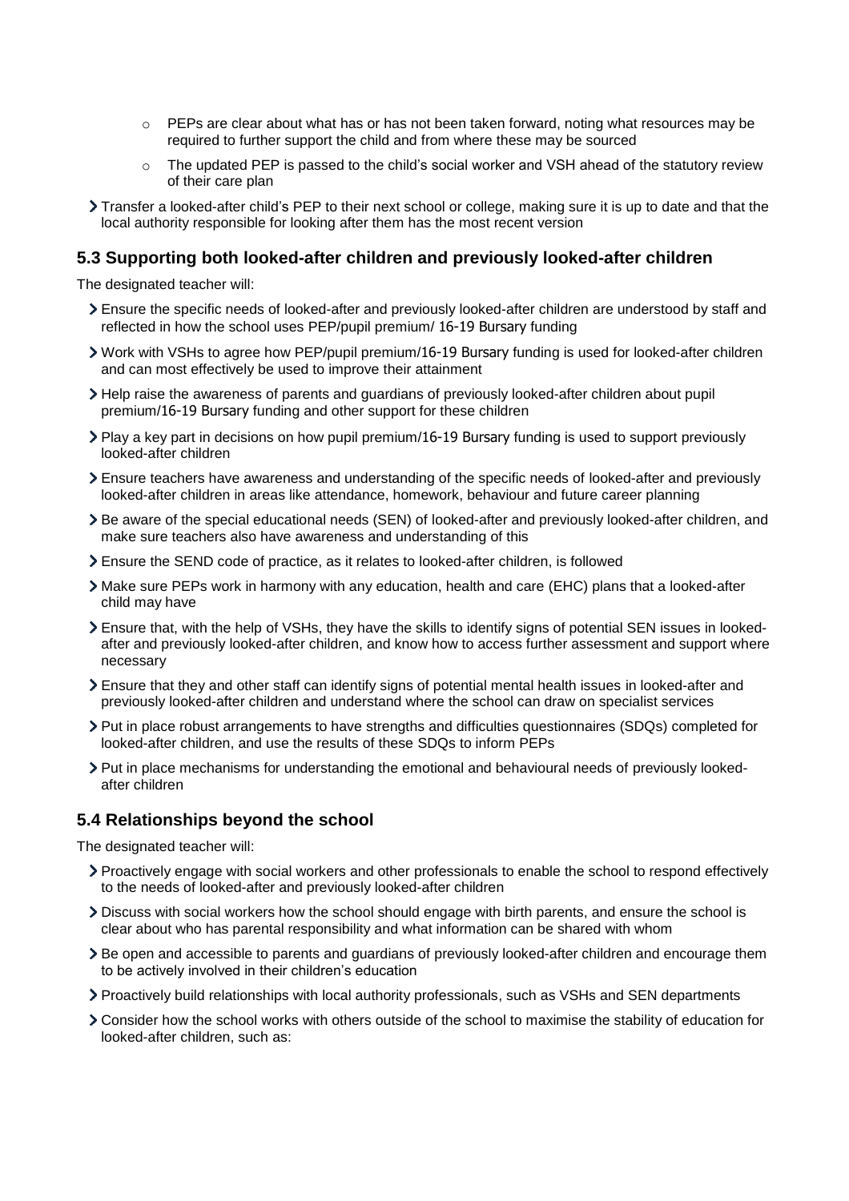- PEPs are clear about what has or has not been taken forward, noting what resources may be required to further support the child and from where these may be sourced
  - The updated PEP is passed to the child's social worker and VSH ahead of the statutory review of their care plan
- Transfer a looked-after child's PEP to their next school or college, making sure it is up to date and that the local authority responsible for looking after them has the most recent version

## 5.3 Supporting both looked-after children and previously looked-after children

The designated teacher will:

- Ensure the specific needs of looked-after and previously looked-after children are understood by staff and reflected in how the school uses PEP/pupil premium/ 16-19 Bursary funding
- Work with VSHs to agree how PEP/pupil premium/16-19 Bursary funding is used for looked-after children and can most effectively be used to improve their attainment
- Help raise the awareness of parents and guardians of previously looked-after children about pupil premium/16-19 Bursary funding and other support for these children
- Play a key part in decisions on how pupil premium/16-19 Bursary funding is used to support previously looked-after children
- Ensure teachers have awareness and understanding of the specific needs of looked-after and previously looked-after children in areas like attendance, homework, behaviour and future career planning
- Be aware of the special educational needs (SEN) of looked-after and previously looked-after children, and make sure teachers also have awareness and understanding of this
- Ensure the SEND code of practice, as it relates to looked-after children, is followed
- Make sure PEPs work in harmony with any education, health and care (EHC) plans that a looked-after child may have
- Ensure that, with the help of VSHs, they have the skills to identify signs of potential SEN issues in looked-after and previously looked-after children, and know how to access further assessment and support where necessary
- Ensure that they and other staff can identify signs of potential mental health issues in looked-after and previously looked-after children and understand where the school can draw on specialist services
- Put in place robust arrangements to have strengths and difficulties questionnaires (SDQs) completed for looked-after children, and use the results of these SDQs to inform PEPs
- Put in place mechanisms for understanding the emotional and behavioural needs of previously looked-after children

## 5.4 Relationships beyond the school

The designated teacher will:

- Proactively engage with social workers and other professionals to enable the school to respond effectively to the needs of looked-after and previously looked-after children
- Discuss with social workers how the school should engage with birth parents, and ensure the school is clear about who has parental responsibility and what information can be shared with whom
- Be open and accessible to parents and guardians of previously looked-after children and encourage them to be actively involved in their children's education
- Proactively build relationships with local authority professionals, such as VSHs and SEN departments
- Consider how the school works with others outside of the school to maximise the stability of education for looked-after children, such as: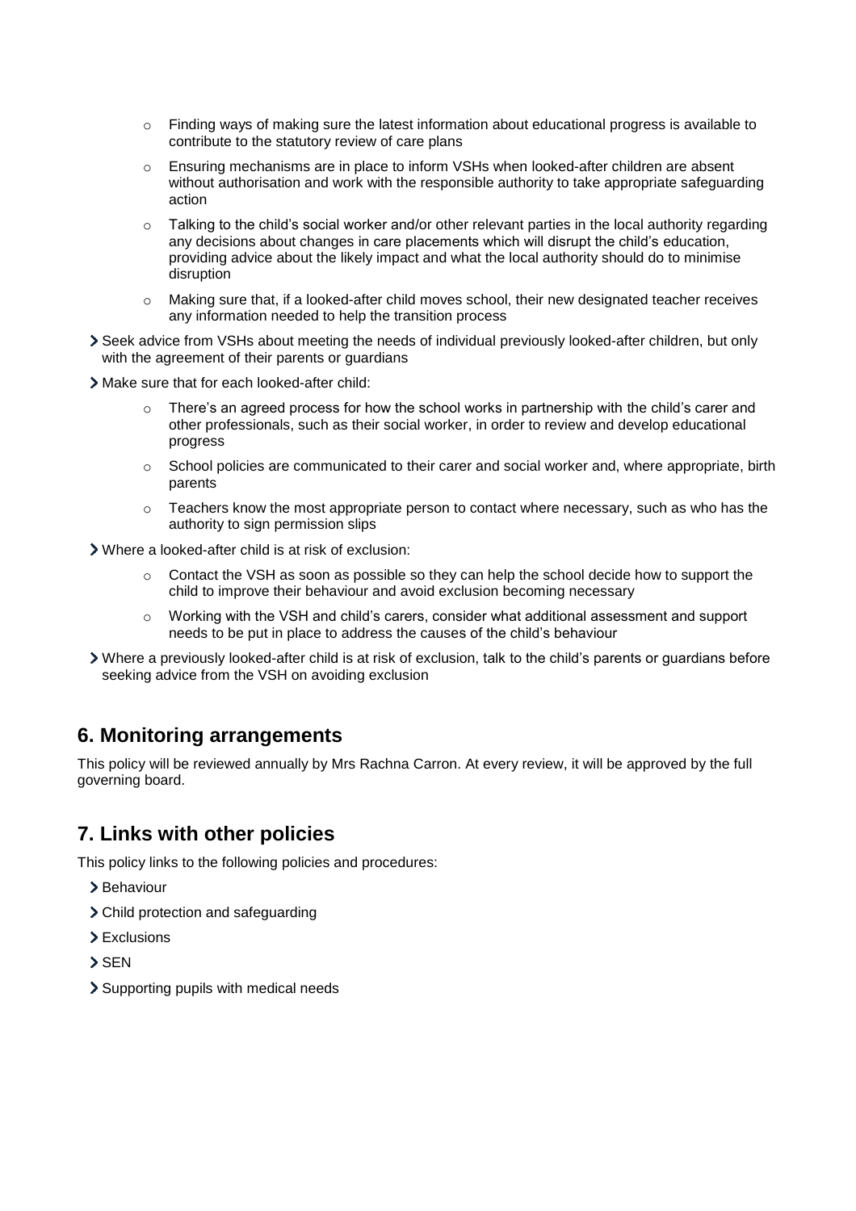- Finding ways of making sure the latest information about educational progress is available to contribute to the statutory review of care plans
  - Ensuring mechanisms are in place to inform VSHs when looked-after children are absent without authorisation and work with the responsible authority to take appropriate safeguarding action
  - Talking to the child's social worker and/or other relevant parties in the local authority regarding any decisions about changes in care placements which will disrupt the child's education, providing advice about the likely impact and what the local authority should do to minimise disruption
  - Making sure that, if a looked-after child moves school, their new designated teacher receives any information needed to help the transition process

- Seek advice from VSHs about meeting the needs of individual previously looked-after children, but only with the agreement of their parents or guardians
- Make sure that for each looked-after child:
  - There's an agreed process for how the school works in partnership with the child's carer and other professionals, such as their social worker, in order to review and develop educational progress
  - School policies are communicated to their carer and social worker and, where appropriate, birth parents
  - Teachers know the most appropriate person to contact where necessary, such as who has the authority to sign permission slips
- Where a looked-after child is at risk of exclusion:
  - Contact the VSH as soon as possible so they can help the school decide how to support the child to improve their behaviour and avoid exclusion becoming necessary
  - Working with the VSH and child's carers, consider what additional assessment and support needs to be put in place to address the causes of the child's behaviour
- Where a previously looked-after child is at risk of exclusion, talk to the child's parents or guardians before seeking advice from the VSH on avoiding exclusion

## 6. Monitoring arrangements

This policy will be reviewed annually by Mrs Rachna Carron. At every review, it will be approved by the full governing board.

## 7. Links with other policies

This policy links to the following policies and procedures:

- Behaviour
- Child protection and safeguarding
- Exclusions
- SEN
- Supporting pupils with medical needs